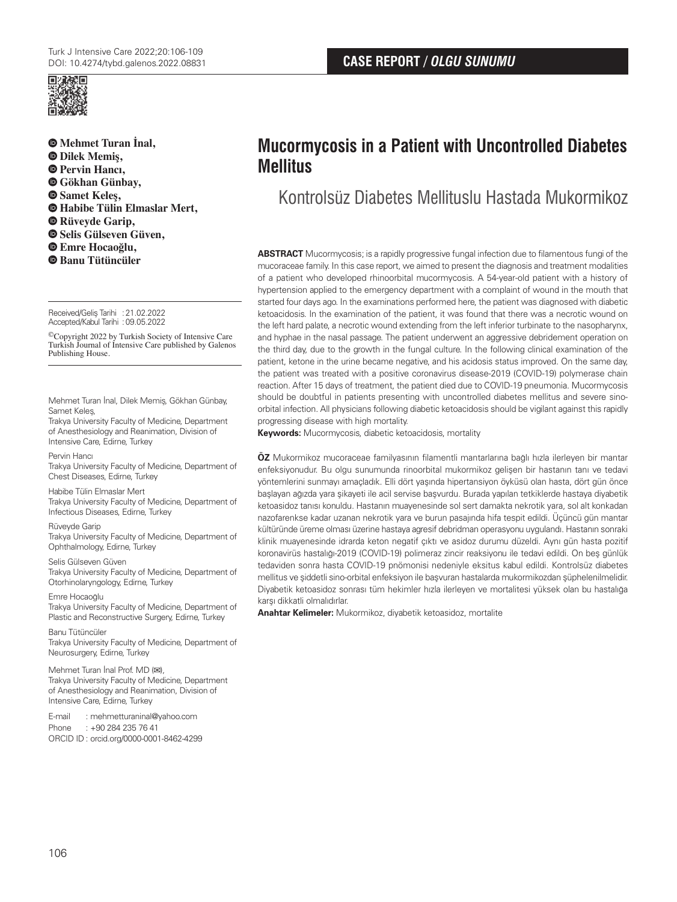CASE REPORT / *OLGU SUNUMU*

# Mucormycosis in a Patient with Uncontrolled Diabetes Mellitus

## Kontrolsüz Diabetes Mellituslu Hastada Mukormikoz

**Mehmet Turan İnal, Dilek Memiş, Pervin Hancı, Gökhan Günbay, Samet Keleş, Habibe Tülin Elmaslar Mert, Rüveyde Garip, Selis Gülseven Güven, Emre Hocaoğlu, Banu Tütüncüler**

Received/Geliş Tarihi : 21.02.2022
Accepted/Kabul Tarihi : 09.05.2022

©Copyright 2022 by Turkish Society of Intensive Care
Turkish Journal of Intensive Care published by Galenos Publishing House.

Mehmet Turan İnal, Dilek Memiş, Gökhan Günbay, Samet Keleş,
Trakya University Faculty of Medicine, Department of Anesthesiology and Reanimation, Division of Intensive Care, Edirne, Turkey

Pervin Hancı
Trakya University Faculty of Medicine, Department of Chest Diseases, Edirne, Turkey

Habibe Tülin Elmaslar Mert
Trakya University Faculty of Medicine, Department of Infectious Diseases, Edirne, Turkey

Rüveyde Garip
Trakya University Faculty of Medicine, Department of Ophthalmology, Edirne, Turkey

Selis Gülseven Güven
Trakya University Faculty of Medicine, Department of Otorhinolaryngology, Edirne, Turkey

Emre Hocaoğlu
Trakya University Faculty of Medicine, Department of Plastic and Reconstructive Surgery, Edirne, Turkey

Banu Tütüncüler
Trakya University Faculty of Medicine, Department of Neurosurgery, Edirne, Turkey

Mehmet Turan İnal Prof. MD (✉),
Trakya University Faculty of Medicine, Department of Anesthesiology and Reanimation, Division of Intensive Care, Edirne, Turkey

E-mail : mehmetturaninal@yahoo.com
Phone : +90 284 235 76 41
ORCID ID : orcid.org/0000-0001-8462-4299

**ABSTRACT** Mucormycosis; is a rapidly progressive fungal infection due to filamentous fungi of the mucoraceae family. In this case report, we aimed to present the diagnosis and treatment modalities of a patient who developed rhinoorbital mucormycosis. A 54-year-old patient with a history of hypertension applied to the emergency department with a complaint of wound in the mouth that started four days ago. In the examinations performed here, the patient was diagnosed with diabetic ketoacidosis. In the examination of the patient, it was found that there was a necrotic wound on the left hard palate, a necrotic wound extending from the left inferior turbinate to the nasopharynx, and hyphae in the nasal passage. The patient underwent an aggressive debridement operation on the third day, due to the growth in the fungal culture. In the following clinical examination of the patient, ketone in the urine became negative, and his acidosis status improved. On the same day, the patient was treated with a positive coronavirus disease-2019 (COVID-19) polymerase chain reaction. After 15 days of treatment, the patient died due to COVID-19 pneumonia. Mucormycosis should be doubtful in patients presenting with uncontrolled diabetes mellitus and severe sino-orbital infection. All physicians following diabetic ketoacidosis should be vigilant against this rapidly progressing disease with high mortality.

**Keywords:** Mucormycosis, diabetic ketoacidosis, mortality

**ÖZ** Mukormikoz mucoraceae familyasının filamentli mantarlarına bağlı hızla ilerleyen bir mantar enfeksiyonudur. Bu olgu sunumunda rinoorbital mukormikoz gelişen bir hastanın tanı ve tedavi yöntemlerini sunmayı amaçladık. Elli dört yaşında hipertansiyon öyküsü olan hasta, dört gün önce başlayan ağızda yara şikayeti ile acil servise başvurdu. Burada yapılan tetkiklerde hastaya diyabetik ketoasidoz tanısı konuldu. Hastanın muayenesinde sol sert damakta nekrotik yara, sol alt konkadan nazofarenkse kadar uzanan nekrotik yara ve burun pasajında hifa tespit edildi. Üçüncü gün mantar kültüründe üreme olması üzerine hastaya agresif debridman operasyonu uygulandı. Hastanın sonraki klinik muayenesinde idrarda keton negatif çıktı ve asidoz durumu düzeldi. Aynı gün hasta pozitif koronavirüs hastalığı-2019 (COVID-19) polimeraz zincir reaksiyonu ile tedavi edildi. On beş günlük tedaviden sonra hasta COVID-19 pnömonisi nedeniyle eksitus kabul edildi. Kontrolsüz diabetes mellitus ve şiddetli sino-orbital enfeksiyon ile başvuran hastalarda mukormikozdan şüphelenilmelidir. Diyabetik ketoasidoz sonrası tüm hekimler hızla ilerleyen ve mortalitesi yüksek olan bu hastalığa karşı dikkatli olmalıdırlar.

**Anahtar Kelimeler:** Mukormikoz, diyabetik ketoasidoz, mortalite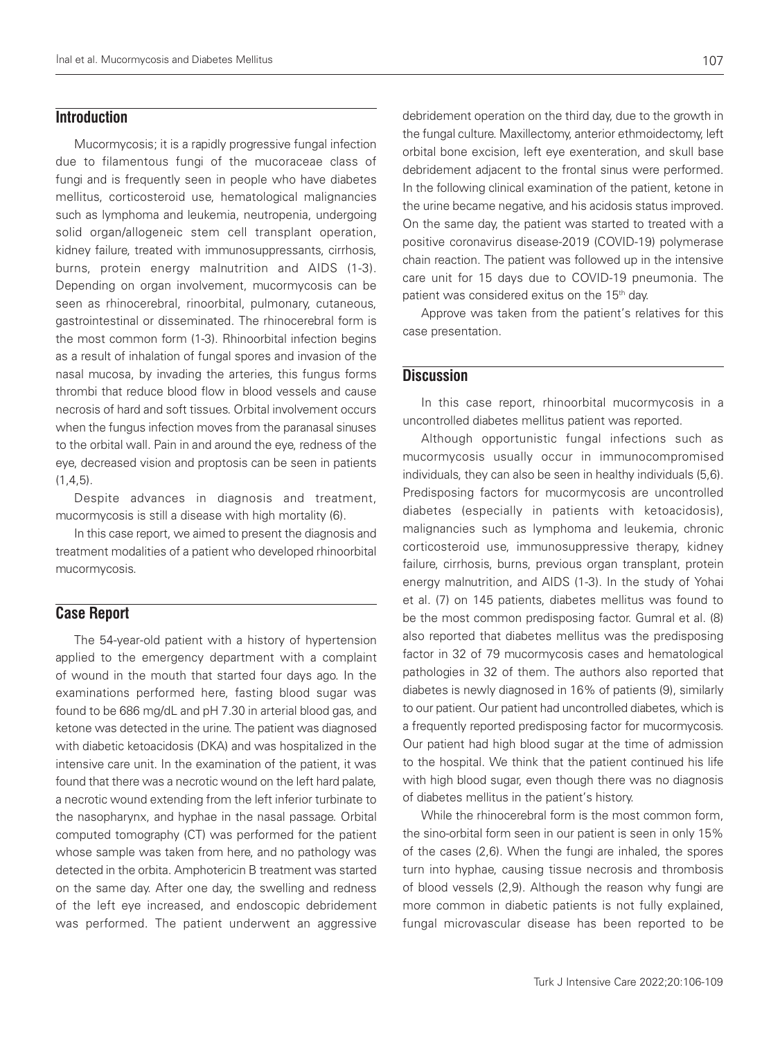## Introduction

Mucormycosis; it is a rapidly progressive fungal infection due to filamentous fungi of the mucoraceae class of fungi and is frequently seen in people who have diabetes mellitus, corticosteroid use, hematological malignancies such as lymphoma and leukemia, neutropenia, undergoing solid organ/allogeneic stem cell transplant operation, kidney failure, treated with immunosuppressants, cirrhosis, burns, protein energy malnutrition and AIDS (1-3). Depending on organ involvement, mucormycosis can be seen as rhinocerebral, rinoorbital, pulmonary, cutaneous, gastrointestinal or disseminated. The rhinocerebral form is the most common form (1-3). Rhinoorbital infection begins as a result of inhalation of fungal spores and invasion of the nasal mucosa, by invading the arteries, this fungus forms thrombi that reduce blood flow in blood vessels and cause necrosis of hard and soft tissues. Orbital involvement occurs when the fungus infection moves from the paranasal sinuses to the orbital wall. Pain in and around the eye, redness of the eye, decreased vision and proptosis can be seen in patients (1,4,5).

Despite advances in diagnosis and treatment, mucormycosis is still a disease with high mortality (6).

In this case report, we aimed to present the diagnosis and treatment modalities of a patient who developed rhinoorbital mucormycosis.

## Case Report

The 54-year-old patient with a history of hypertension applied to the emergency department with a complaint of wound in the mouth that started four days ago. In the examinations performed here, fasting blood sugar was found to be 686 mg/dL and pH 7.30 in arterial blood gas, and ketone was detected in the urine. The patient was diagnosed with diabetic ketoacidosis (DKA) and was hospitalized in the intensive care unit. In the examination of the patient, it was found that there was a necrotic wound on the left hard palate, a necrotic wound extending from the left inferior turbinate to the nasopharynx, and hyphae in the nasal passage. Orbital computed tomography (CT) was performed for the patient whose sample was taken from here, and no pathology was detected in the orbita. Amphotericin B treatment was started on the same day. After one day, the swelling and redness of the left eye increased, and endoscopic debridement was performed. The patient underwent an aggressive debridement operation on the third day, due to the growth in the fungal culture. Maxillectomy, anterior ethmoidectomy, left orbital bone excision, left eye exenteration, and skull base debridement adjacent to the frontal sinus were performed. In the following clinical examination of the patient, ketone in the urine became negative, and his acidosis status improved. On the same day, the patient was started to treated with a positive coronavirus disease-2019 (COVID-19) polymerase chain reaction. The patient was followed up in the intensive care unit for 15 days due to COVID-19 pneumonia. The patient was considered exitus on the 15th day.

Approve was taken from the patient's relatives for this case presentation.

## Discussion

In this case report, rhinoorbital mucormycosis in a uncontrolled diabetes mellitus patient was reported.

Although opportunistic fungal infections such as mucormycosis usually occur in immunocompromised individuals, they can also be seen in healthy individuals (5,6). Predisposing factors for mucormycosis are uncontrolled diabetes (especially in patients with ketoacidosis), malignancies such as lymphoma and leukemia, chronic corticosteroid use, immunosuppressive therapy, kidney failure, cirrhosis, burns, previous organ transplant, protein energy malnutrition, and AIDS (1-3). In the study of Yohai et al. (7) on 145 patients, diabetes mellitus was found to be the most common predisposing factor. Gumral et al. (8) also reported that diabetes mellitus was the predisposing factor in 32 of 79 mucormycosis cases and hematological pathologies in 32 of them. The authors also reported that diabetes is newly diagnosed in 16% of patients (9), similarly to our patient. Our patient had uncontrolled diabetes, which is a frequently reported predisposing factor for mucormycosis. Our patient had high blood sugar at the time of admission to the hospital. We think that the patient continued his life with high blood sugar, even though there was no diagnosis of diabetes mellitus in the patient's history.

While the rhinocerebral form is the most common form, the sino-orbital form seen in our patient is seen in only 15% of the cases (2,6). When the fungi are inhaled, the spores turn into hyphae, causing tissue necrosis and thrombosis of blood vessels (2,9). Although the reason why fungi are more common in diabetic patients is not fully explained, fungal microvascular disease has been reported to be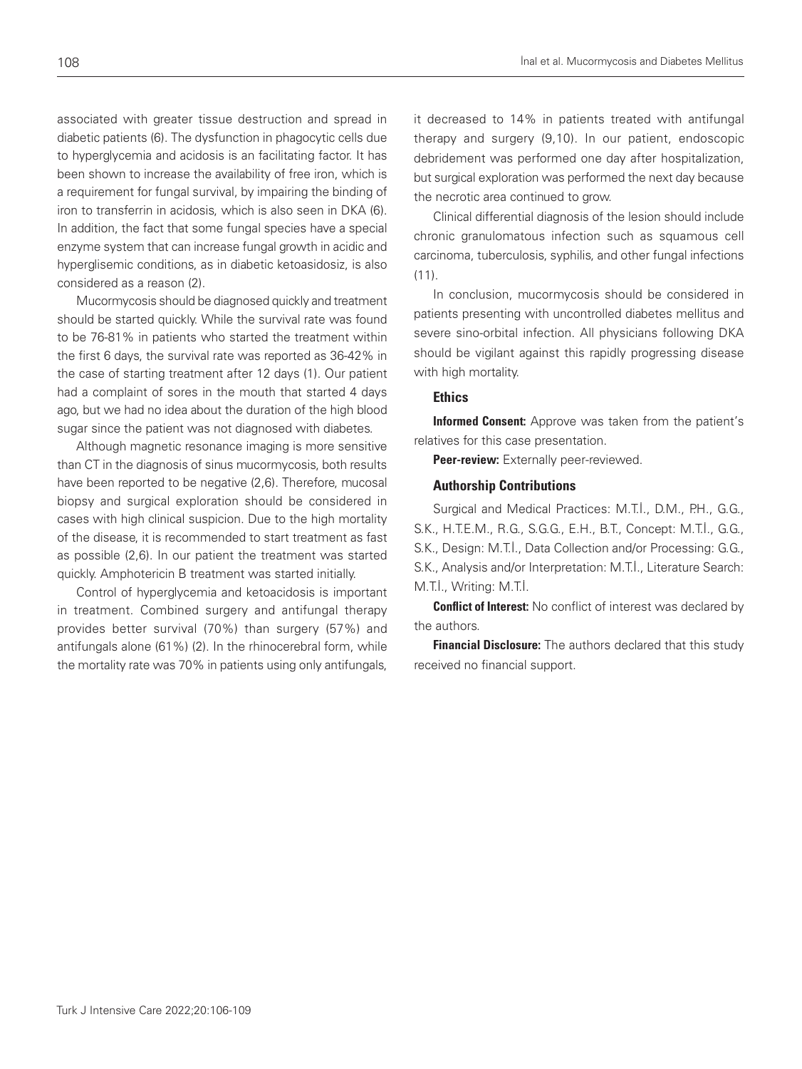associated with greater tissue destruction and spread in diabetic patients (6). The dysfunction in phagocytic cells due to hyperglycemia and acidosis is an facilitating factor. It has been shown to increase the availability of free iron, which is a requirement for fungal survival, by impairing the binding of iron to transferrin in acidosis, which is also seen in DKA (6). In addition, the fact that some fungal species have a special enzyme system that can increase fungal growth in acidic and hyperglisemic conditions, as in diabetic ketoasidosiz, is also considered as a reason (2).

Mucormycosis should be diagnosed quickly and treatment should be started quickly. While the survival rate was found to be 76-81% in patients who started the treatment within the first 6 days, the survival rate was reported as 36-42% in the case of starting treatment after 12 days (1). Our patient had a complaint of sores in the mouth that started 4 days ago, but we had no idea about the duration of the high blood sugar since the patient was not diagnosed with diabetes.

Although magnetic resonance imaging is more sensitive than CT in the diagnosis of sinus mucormycosis, both results have been reported to be negative (2,6). Therefore, mucosal biopsy and surgical exploration should be considered in cases with high clinical suspicion. Due to the high mortality of the disease, it is recommended to start treatment as fast as possible (2,6). In our patient the treatment was started quickly. Amphotericin B treatment was started initially.

Control of hyperglycemia and ketoacidosis is important in treatment. Combined surgery and antifungal therapy provides better survival (70%) than surgery (57%) and antifungals alone (61%) (2). In the rhinocerebral form, while the mortality rate was 70% in patients using only antifungals, it decreased to 14% in patients treated with antifungal therapy and surgery (9,10). In our patient, endoscopic debridement was performed one day after hospitalization, but surgical exploration was performed the next day because the necrotic area continued to grow.

Clinical differential diagnosis of the lesion should include chronic granulomatous infection such as squamous cell carcinoma, tuberculosis, syphilis, and other fungal infections (11).

In conclusion, mucormycosis should be considered in patients presenting with uncontrolled diabetes mellitus and severe sino-orbital infection. All physicians following DKA should be vigilant against this rapidly progressing disease with high mortality.

### Ethics

**Informed Consent:** Approve was taken from the patient's relatives for this case presentation.

**Peer-review:** Externally peer-reviewed.

### Authorship Contributions

Surgical and Medical Practices: M.T.İ., D.M., P.H., G.G., S.K., H.T.E.M., R.G., S.G.G., E.H., B.T., Concept: M.T.İ., G.G., S.K., Design: M.T.İ., Data Collection and/or Processing: G.G., S.K., Analysis and/or Interpretation: M.T.İ., Literature Search: M.T.İ., Writing: M.T.İ.

**Conflict of Interest:** No conflict of interest was declared by the authors.

**Financial Disclosure:** The authors declared that this study received no financial support.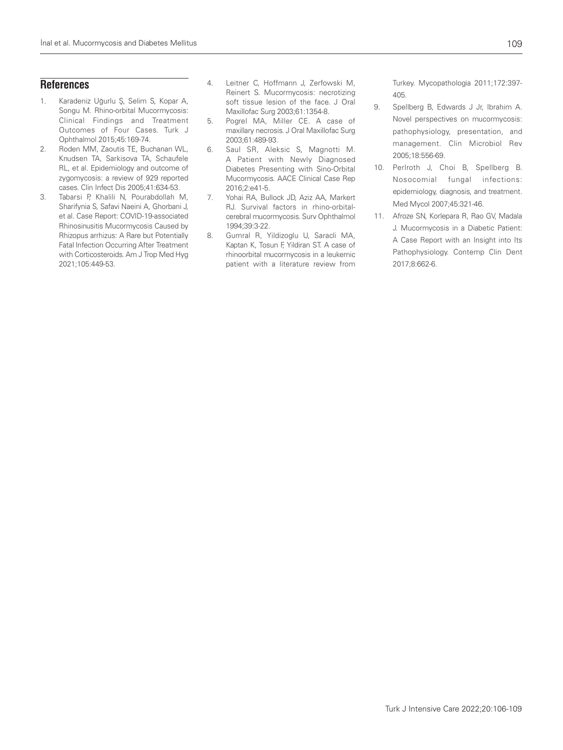## References

1. Karadeniz Uğurlu Ş, Selim S, Kopar A, Songu M. Rhino-orbital Mucormycosis: Clinical Findings and Treatment Outcomes of Four Cases. Turk J Ophthalmol 2015;45:169-74.
2. Roden MM, Zaoutis TE, Buchanan WL, Knudsen TA, Sarkisova TA, Schaufele RL, et al. Epidemiology and outcome of zygomycosis: a review of 929 reported cases. Clin Infect Dis 2005;41:634-53.
3. Tabarsi P, Khalili N, Pourabdollah M, Sharifynia S, Safavi Naeini A, Ghorbani J, et al. Case Report: COVID-19-associated Rhinosinusitis Mucormycosis Caused by Rhizopus arrhizus: A Rare but Potentially Fatal Infection Occurring After Treatment with Corticosteroids. Am J Trop Med Hyg 2021;105:449-53.
4. Leitner C, Hoffmann J, Zerfowski M, Reinert S. Mucormycosis: necrotizing soft tissue lesion of the face. J Oral Maxillofac Surg 2003;61:1354-8.
5. Pogrel MA, Miller CE. A case of maxillary necrosis. J Oral Maxillofac Surg 2003;61:489-93.
6. Saul SR, Aleksic S, Magnotti M. A Patient with Newly Diagnosed Diabetes Presenting with Sino-Orbital Mucormycosis. AACE Clinical Case Rep 2016;2:e41-5.
7. Yohai RA, Bullock JD, Aziz AA, Markert RJ. Survival factors in rhino-orbital-cerebral mucormycosis. Surv Ophthalmol 1994;39:3-22.
8. Gumral R, Yildizoglu U, Saracli MA, Kaptan K, Tosun F, Yildiran ST. A case of rhinoorbital mucormycosis in a leukemic patient with a literature review from Turkey. Mycopathologia 2011;172:397-405.
9. Spellberg B, Edwards J Jr, Ibrahim A. Novel perspectives on mucormycosis: pathophysiology, presentation, and management. Clin Microbiol Rev 2005;18:556-69.
10. Perlroth J, Choi B, Spellberg B. Nosocomial fungal infections: epidemiology, diagnosis, and treatment. Med Mycol 2007;45:321-46.
11. Afroze SN, Korlepara R, Rao GV, Madala J. Mucormycosis in a Diabetic Patient: A Case Report with an Insight into Its Pathophysiology. Contemp Clin Dent 2017;8:662-6.